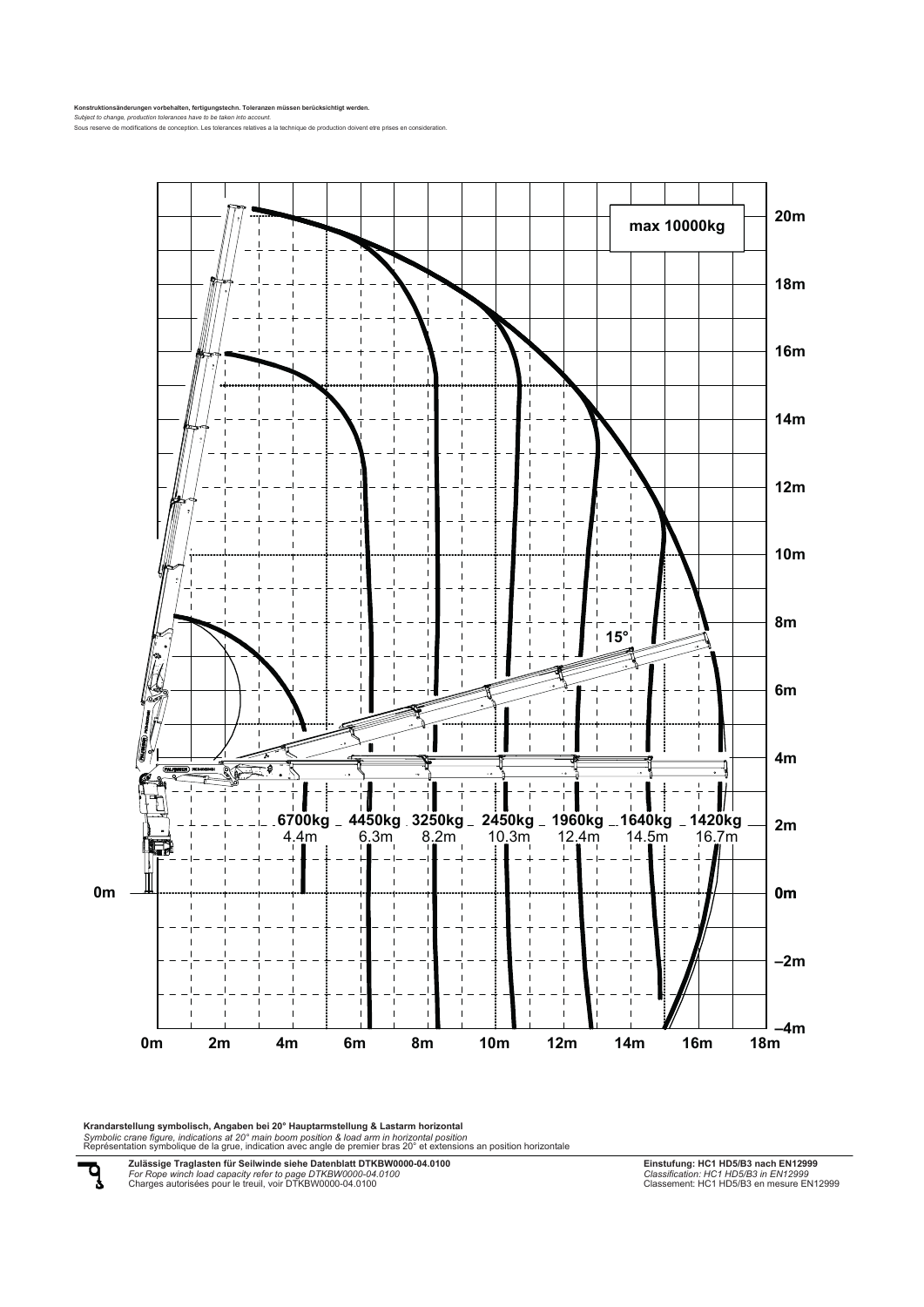**Konstruktionsänderungen vorbehalten, fertigungstechn. Toleranzen müssen berücksichtigt werden.**
*Subject to change, production tolerances have to be taken into account.*
Sous reserve de modifications de conception. Les tolerances relatives a la technique de production doivent etre prises en consideration.

**max 10000kg**

15°

| 6700kg | 4450kg | 3250kg | 2450kg | 1960kg | 1640kg | 1420kg |
|---|---|---|---|---|---|---|
| 4.4m | 6.3m | 8.2m | 10.3m | 12.4m | 14.5m | 16.7m |

**Krandarstellung symbolisch, Angaben bei 20° Hauptarmstellung & Lastarm horizontal**
*Symbolic crane figure, indications at 20° main boom position & load arm in horizontal position*
Représentation symbolique de la grue, indication avec angle de premier bras 20° et extensions an position horizontale

**Zulässige Traglasten für Seilwinde siehe Datenblatt DTKBW0000-04.0100**
*For Rope winch load capacity refer to page DTKBW0000-04.0100*
Charges autorisées pour le treuil, voir DTKBW0000-04.0100

**Einstufung: HC1 HD5/B3 nach EN12999**
*Classification: HC1 HD5/B3 in EN12999*
Classement: HC1 HD5/B3 en mesure EN12999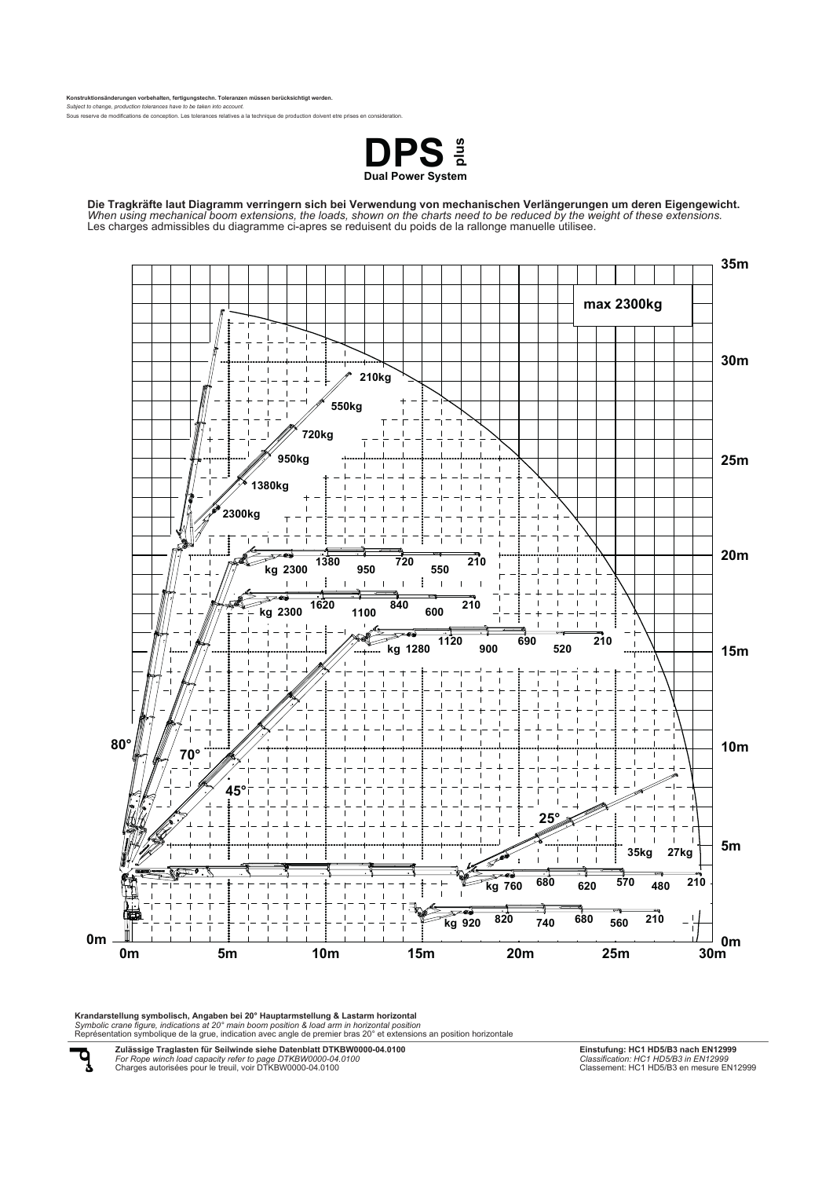Konstruktionsänderungen vorbehalten, fertigungstechn. Toleranzen müssen berücksichtigt werden.
*Subject to change, production tolerances have to be taken into account.*
Sous reserve de modifications de conception. Les tolerances relatives a la technique de production doivent etre prises en consideration.

# DPS plus
**Dual Power System**

**Die Tragkräfte laut Diagramm verringern sich bei Verwendung von mechanischen Verlängerungen um deren Eigengewicht.**
*When using mechanical boom extensions, the loads, shown on the charts need to be reduced by the weight of these extensions.*
Les charges admissibles du diagramme ci-apres se reduisent du poids de la rallonge manuelle utilisee.

max 2300kg

210kg
550kg
720kg
950kg
1380kg
2300kg

kg 2300 1380 950 720 550 210

kg 2300 1620 1100 840 600 210

kg 1280 1120 900 690 520 210

80°
70°
45°
25°

35kg 27kg

kg 760 680 620 570 480 210

kg 920 820 740 680 560 210

35m
30m
25m
20m
15m
10m
5m
0m

0m 5m 10m 15m 20m 25m 30m

**Krandarstellung symbolisch, Angaben bei 20° Hauptarmstellung & Lastarm horizontal**
*Symbolic crane figure, indications at 20° main boom position & load arm in horizontal position*
Représentation symbolique de la grue, indication avec angle de premier bras 20° et extensions an position horizontale

**Zulässige Traglasten für Seilwinde siehe Datenblatt DTKBW0000-04.0100**
*For Rope winch load capacity refer to page DTKBW0000-04.0100*
Charges autorisées pour le treuil, voir DTKBW0000-04.0100

**Einstufung: HC1 HD5/B3 nach EN12999**
*Classification: HC1 HD5/B3 in EN12999*
Classement: HC1 HD5/B3 en mesure EN12999